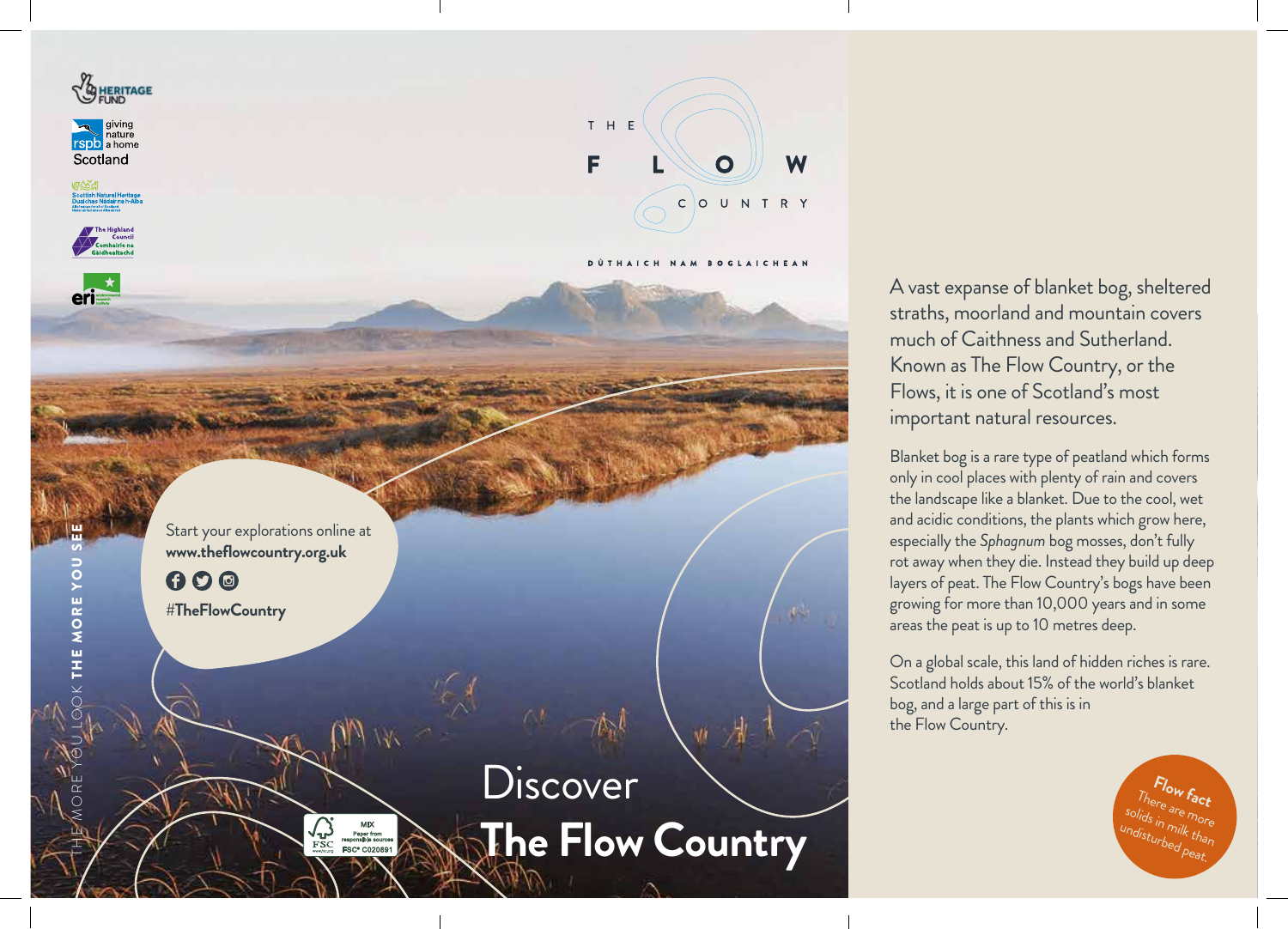# Discover The Flow Country

THE FLOW COUNTRY

DÙTHAICH NAM BOGLAICHEAN

THE MORE YOU LOOK **THE MORE YOU SEE**

Start your explorations online at
**www.theflowcountry.org.uk**

#**TheFlowCountry**

A vast expanse of blanket bog, sheltered straths, moorland and mountain covers much of Caithness and Sutherland. Known as The Flow Country, or the Flows, it is one of Scotland's most important natural resources.

Blanket bog is a rare type of peatland which forms only in cool places with plenty of rain and covers the landscape like a blanket. Due to the cool, wet and acidic conditions, the plants which grow here, especially the *Sphagnum* bog mosses, don't fully rot away when they die. Instead they build up deep layers of peat. The Flow Country's bogs have been growing for more than 10,000 years and in some areas the peat is up to 10 metres deep.

On a global scale, this land of hidden riches is rare. Scotland holds about 15% of the world's blanket bog, and a large part of this is in the Flow Country.

**Flow fact**
There are more solids in milk than undisturbed peat.

MIX
Paper from responsible sources
FSC® C020891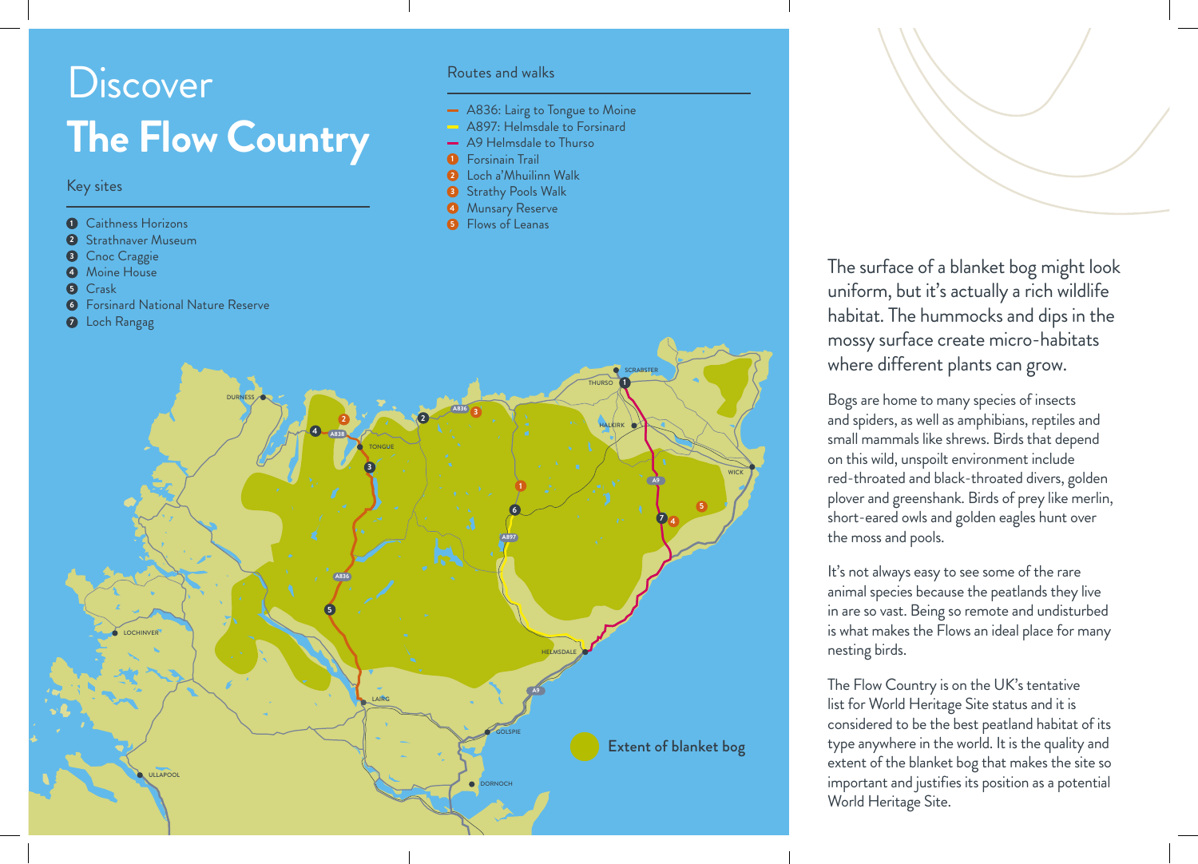# Discover
# The Flow Country

## Key sites

1. Caithness Horizons
2. Strathnaver Museum
3. Cnoc Craggie
4. Moine House
5. Crask
6. Forsinard National Nature Reserve
7. Loch Rangag

## Routes and walks

- A836: Lairg to Tongue to Moine
- A897: Helmsdale to Forsinard
- A9 Helmsdale to Thurso

1. Forsinain Trail
2. Loch a'Mhuilinn Walk
3. Strathy Pools Walk
4. Munsary Reserve
5. Flows of Leanas

Extent of blanket bog

The surface of a blanket bog might look uniform, but it's actually a rich wildlife habitat. The hummocks and dips in the mossy surface create micro-habitats where different plants can grow.

Bogs are home to many species of insects and spiders, as well as amphibians, reptiles and small mammals like shrews. Birds that depend on this wild, unspoilt environment include red-throated and black-throated divers, golden plover and greenshank. Birds of prey like merlin, short-eared owls and golden eagles hunt over the moss and pools.

It's not always easy to see some of the rare animal species because the peatlands they live in are so vast. Being so remote and undisturbed is what makes the Flows an ideal place for many nesting birds.

The Flow Country is on the UK's tentative list for World Heritage Site status and it is considered to be the best peatland habitat of its type anywhere in the world. It is the quality and extent of the blanket bog that makes the site so important and justifies its position as a potential World Heritage Site.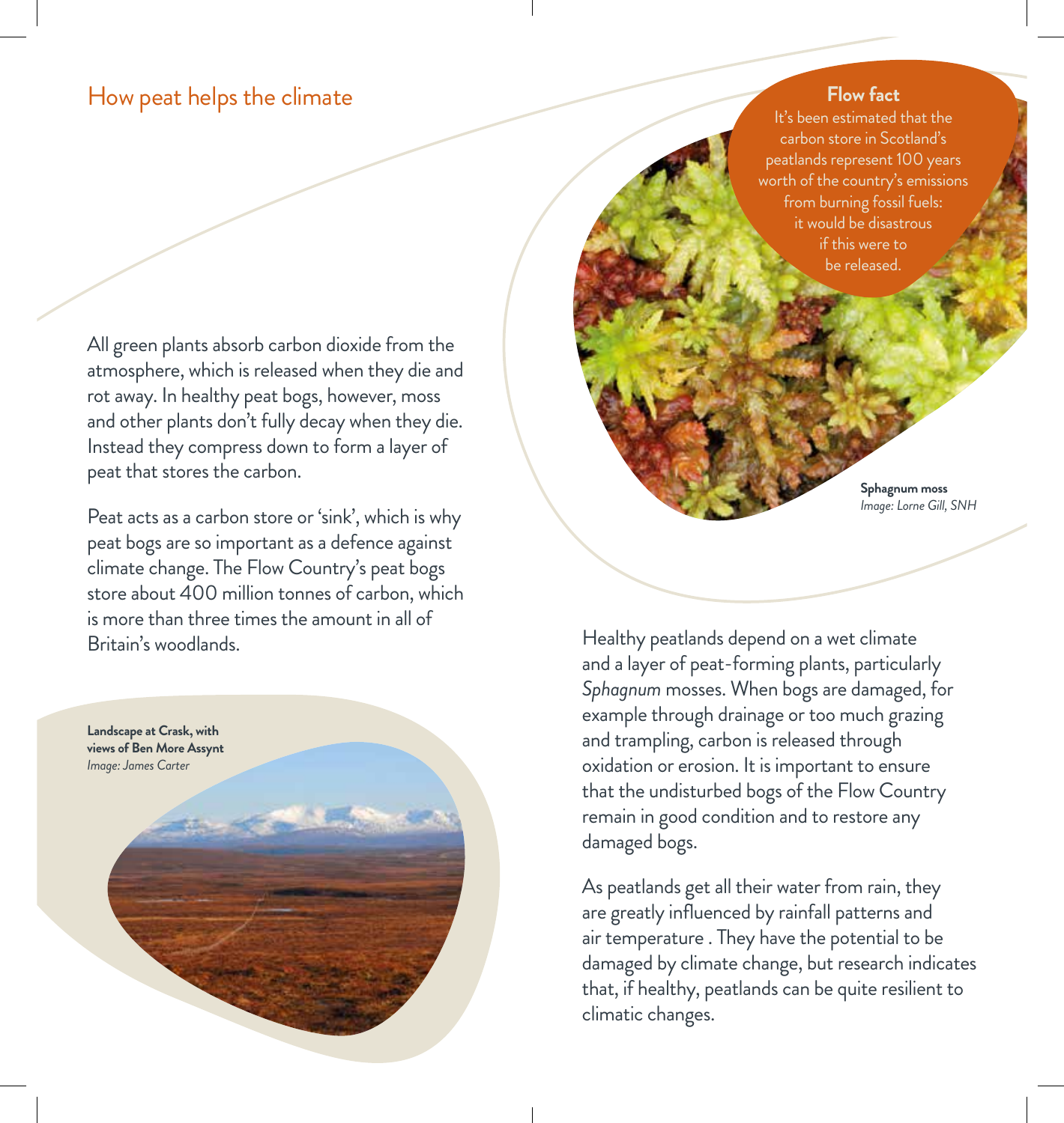## How peat helps the climate

All green plants absorb carbon dioxide from the atmosphere, which is released when they die and rot away. In healthy peat bogs, however, moss and other plants don't fully decay when they die. Instead they compress down to form a layer of peat that stores the carbon.

Peat acts as a carbon store or 'sink', which is why peat bogs are so important as a defence against climate change. The Flow Country's peat bogs store about 400 million tonnes of carbon, which is more than three times the amount in all of Britain's woodlands.

**Landscape at Crask, with views of Ben More Assynt**
*Image: James Carter*

**Flow fact**

It's been estimated that the carbon store in Scotland's peatlands represent 100 years worth of the country's emissions from burning fossil fuels: it would be disastrous if this were to be released.

**Sphagnum moss**
*Image: Lorne Gill, SNH*

Healthy peatlands depend on a wet climate and a layer of peat-forming plants, particularly *Sphagnum* mosses. When bogs are damaged, for example through drainage or too much grazing and trampling, carbon is released through oxidation or erosion. It is important to ensure that the undisturbed bogs of the Flow Country remain in good condition and to restore any damaged bogs.

As peatlands get all their water from rain, they are greatly influenced by rainfall patterns and air temperature . They have the potential to be damaged by climate change, but research indicates that, if healthy, peatlands can be quite resilient to climatic changes.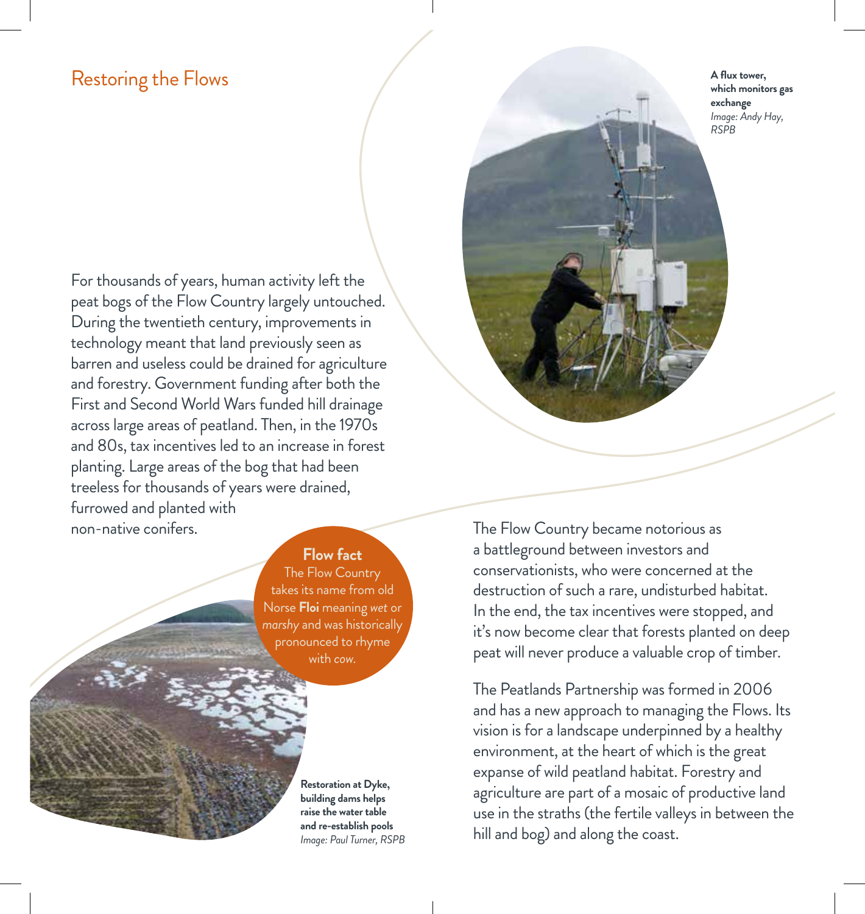## Restoring the Flows

A flux tower, which monitors gas exchange
*Image: Andy Hay, RSPB*

For thousands of years, human activity left the peat bogs of the Flow Country largely untouched. During the twentieth century, improvements in technology meant that land previously seen as barren and useless could be drained for agriculture and forestry. Government funding after both the First and Second World Wars funded hill drainage across large areas of peatland. Then, in the 1970s and 80s, tax incentives led to an increase in forest planting. Large areas of the bog that had been treeless for thousands of years were drained, furrowed and planted with non-native conifers.

**Flow fact**

The Flow Country takes its name from old Norse **Floi** meaning *wet* or *marshy* and was historically pronounced to rhyme with *cow*.

**Restoration at Dyke, building dams helps raise the water table and re-establish pools**
*Image: Paul Turner, RSPB*

The Flow Country became notorious as a battleground between investors and conservationists, who were concerned at the destruction of such a rare, undisturbed habitat. In the end, the tax incentives were stopped, and it's now become clear that forests planted on deep peat will never produce a valuable crop of timber.

The Peatlands Partnership was formed in 2006 and has a new approach to managing the Flows. Its vision is for a landscape underpinned by a healthy environment, at the heart of which is the great expanse of wild peatland habitat. Forestry and agriculture are part of a mosaic of productive land use in the straths (the fertile valleys in between the hill and bog) and along the coast.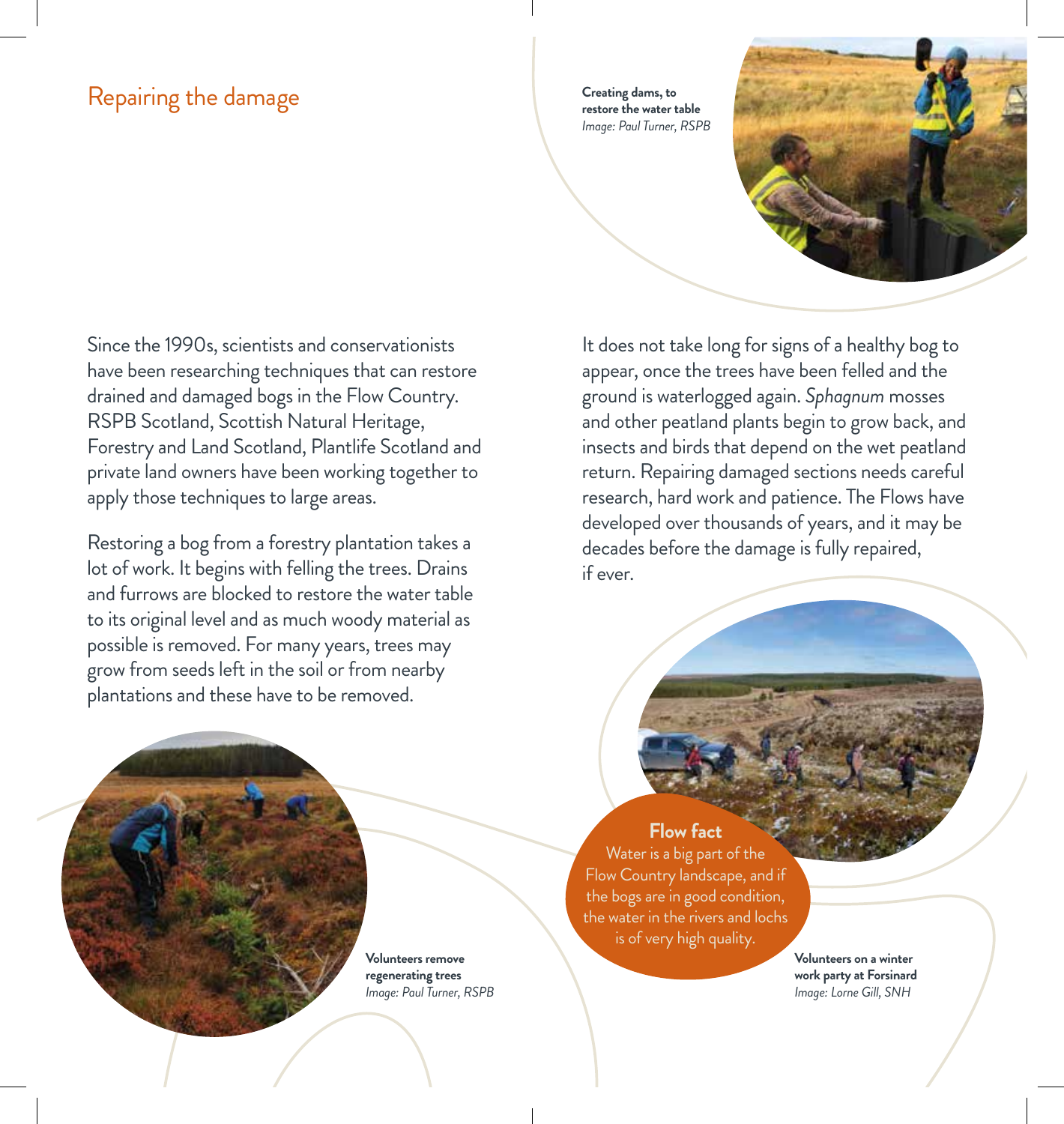## Repairing the damage

**Creating dams, to restore the water table**
*Image: Paul Turner, RSPB*

Since the 1990s, scientists and conservationists have been researching techniques that can restore drained and damaged bogs in the Flow Country. RSPB Scotland, Scottish Natural Heritage, Forestry and Land Scotland, Plantlife Scotland and private land owners have been working together to apply those techniques to large areas.

Restoring a bog from a forestry plantation takes a lot of work. It begins with felling the trees. Drains and furrows are blocked to restore the water table to its original level and as much woody material as possible is removed. For many years, trees may grow from seeds left in the soil or from nearby plantations and these have to be removed.

It does not take long for signs of a healthy bog to appear, once the trees have been felled and the ground is waterlogged again. *Sphagnum* mosses and other peatland plants begin to grow back, and insects and birds that depend on the wet peatland return. Repairing damaged sections needs careful research, hard work and patience. The Flows have developed over thousands of years, and it may be decades before the damage is fully repaired, if ever.

**Flow fact**
Water is a big part of the Flow Country landscape, and if the bogs are in good condition, the water in the rivers and lochs is of very high quality.

**Volunteers remove regenerating trees**
*Image: Paul Turner, RSPB*

**Volunteers on a winter work party at Forsinard**
*Image: Lorne Gill, SNH*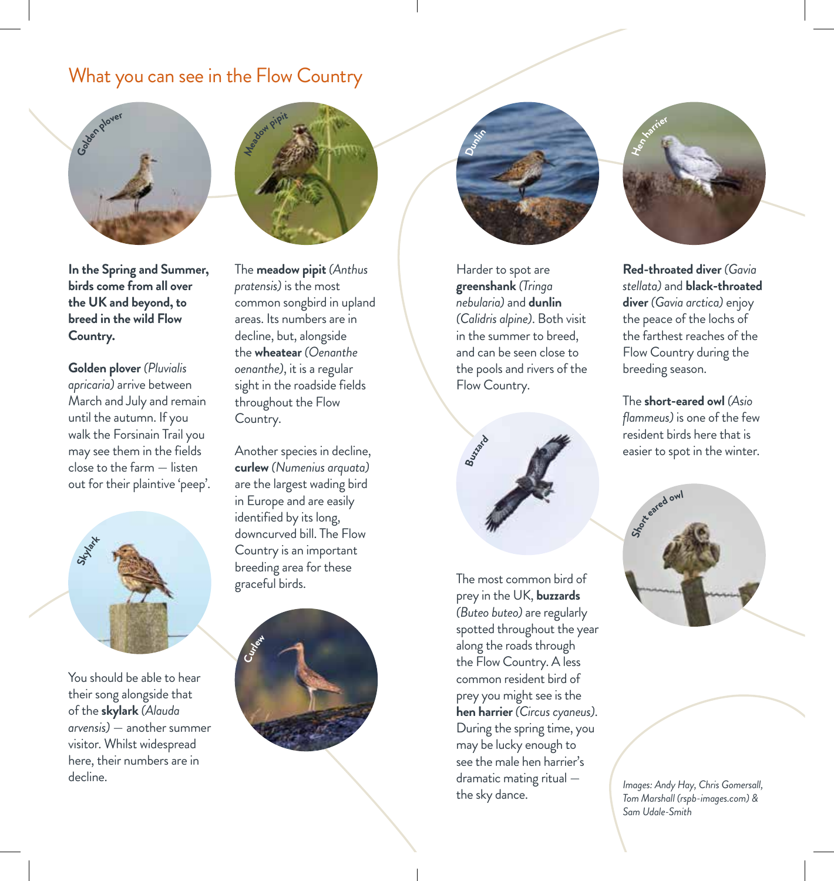## What you can see in the Flow Country

Golden plover

Meadow pipit

Dunlin

Hen harrier

**In the Spring and Summer, birds come from all over the UK and beyond, to breed in the wild Flow Country.**

**Golden plover** *(Pluvialis apricaria)* arrive between March and July and remain until the autumn. If you walk the Forsinain Trail you may see them in the fields close to the farm — listen out for their plaintive 'peep'.

Skylark

You should be able to hear their song alongside that of the **skylark** *(Alauda arvensis)* — another summer visitor. Whilst widespread here, their numbers are in decline.

The **meadow pipit** *(Anthus pratensis)* is the most common songbird in upland areas. Its numbers are in decline, but, alongside the **wheatear** *(Oenanthe oenanthe)*, it is a regular sight in the roadside fields throughout the Flow Country.

Another species in decline, **curlew** *(Numenius arquata)* are the largest wading bird in Europe and are easily identified by its long, downcurved bill. The Flow Country is an important breeding area for these graceful birds.

Curlew

Harder to spot are **greenshank** *(Tringa nebularia)* and **dunlin** *(Calidris alpine)*. Both visit in the summer to breed, and can be seen close to the pools and rivers of the Flow Country.

Buzzard

The most common bird of prey in the UK, **buzzards** *(Buteo buteo)* are regularly spotted throughout the year along the roads through the Flow Country. A less common resident bird of prey you might see is the **hen harrier** *(Circus cyaneus)*. During the spring time, you may be lucky enough to see the male hen harrier's dramatic mating ritual — the sky dance.

**Red-throated diver** *(Gavia stellata)* and **black-throated diver** *(Gavia arctica)* enjoy the peace of the lochs of the farthest reaches of the Flow Country during the breeding season.

The **short-eared owl** *(Asio flammeus)* is one of the few resident birds here that is easier to spot in the winter.

Short eared owl

*Images: Andy Hay, Chris Gomersall, Tom Marshall (rspb-images.com) & Sam Udale-Smith*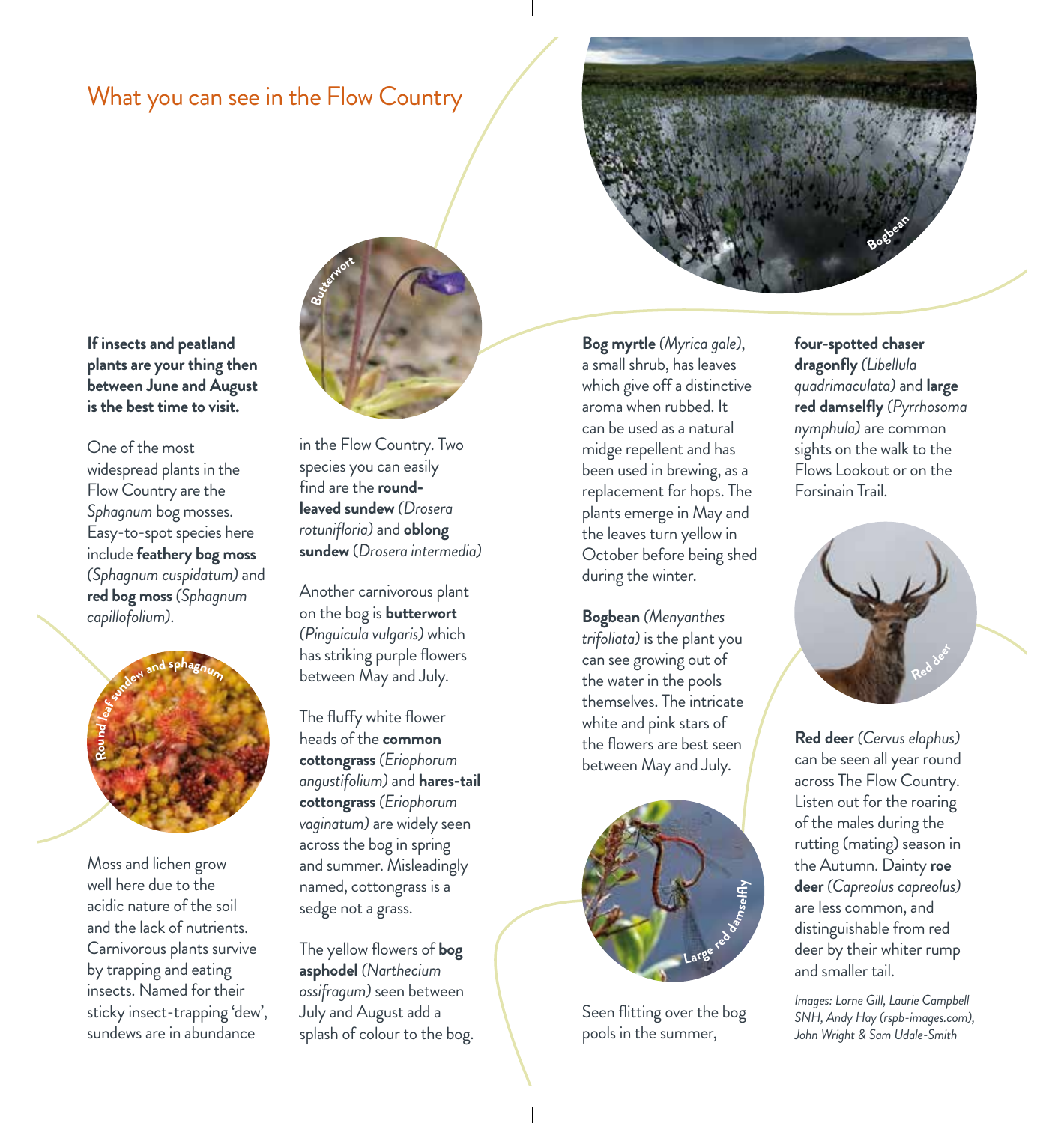# What you can see in the Flow Country

**If insects and peatland plants are your thing then between June and August is the best time to visit.**

One of the most widespread plants in the Flow Country are the *Sphagnum* bog mosses. Easy-to-spot species here include **feathery bog moss** *(Sphagnum cuspidatum)* and **red bog moss** *(Sphagnum capillofolium)*.

Round leaf sundew and sphagnum

Moss and lichen grow well here due to the acidic nature of the soil and the lack of nutrients. Carnivorous plants survive by trapping and eating insects. Named for their sticky insect-trapping 'dew', sundews are in abundance in the Flow Country. Two species you can easily find are the **round-leaved sundew** (*Drosera rotunifloria)* and **oblong sundew** (*Drosera intermedia)*

Butterwort

Another carnivorous plant on the bog is **butterwort** *(Pinguicula vulgaris)* which has striking purple flowers between May and July.

The fluffy white flower heads of the **common cottongrass** (*Eriophorum angustifolium)* and **hares-tail cottongrass** (*Eriophorum vaginatum)* are widely seen across the bog in spring and summer. Misleadingly named, cottongrass is a sedge not a grass.

The yellow flowers of **bog asphodel** *(Narthecium ossifragum)* seen between July and August add a splash of colour to the bog.

Bogbean

**Bog myrtle** *(Myrica gale)*, a small shrub, has leaves which give off a distinctive aroma when rubbed. It can be used as a natural midge repellent and has been used in brewing, as a replacement for hops. The plants emerge in May and the leaves turn yellow in October before being shed during the winter.

**Bogbean** *(Menyanthes trifoliata)* is the plant you can see growing out of the water in the pools themselves. The intricate white and pink stars of the flowers are best seen between May and July.

Large red damselfly

Seen flitting over the bog pools in the summer, **four-spotted chaser dragonfly** *(Libellula quadrimaculata)* and **large red damselfly** *(Pyrrhosoma nymphula)* are common sights on the walk to the Flows Lookout or on the Forsinain Trail.

Red deer

**Red deer** (*Cervus elaphus)* can be seen all year round across The Flow Country. Listen out for the roaring of the males during the rutting (mating) season in the Autumn. Dainty **roe deer** (*Capreolus capreolus)* are less common, and distinguishable from red deer by their whiter rump and smaller tail.

*Images: Lorne Gill, Laurie Campbell SNH, Andy Hay (rspb-images.com), John Wright & Sam Udale-Smith*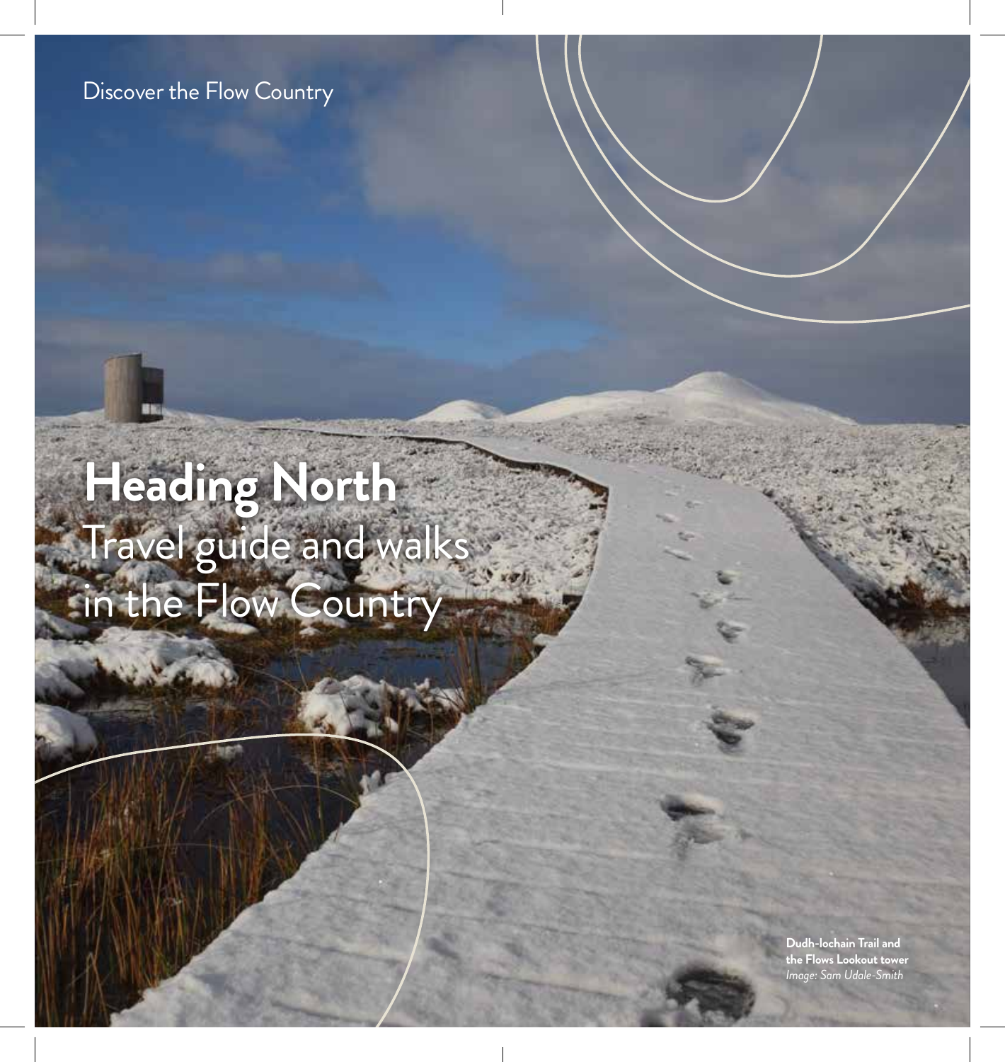Discover the Flow Country

# Heading North

## Travel guide and walks in the Flow Country

**Dudh-lochain Trail and the Flows Lookout tower**
*Image: Sam Udale-Smith*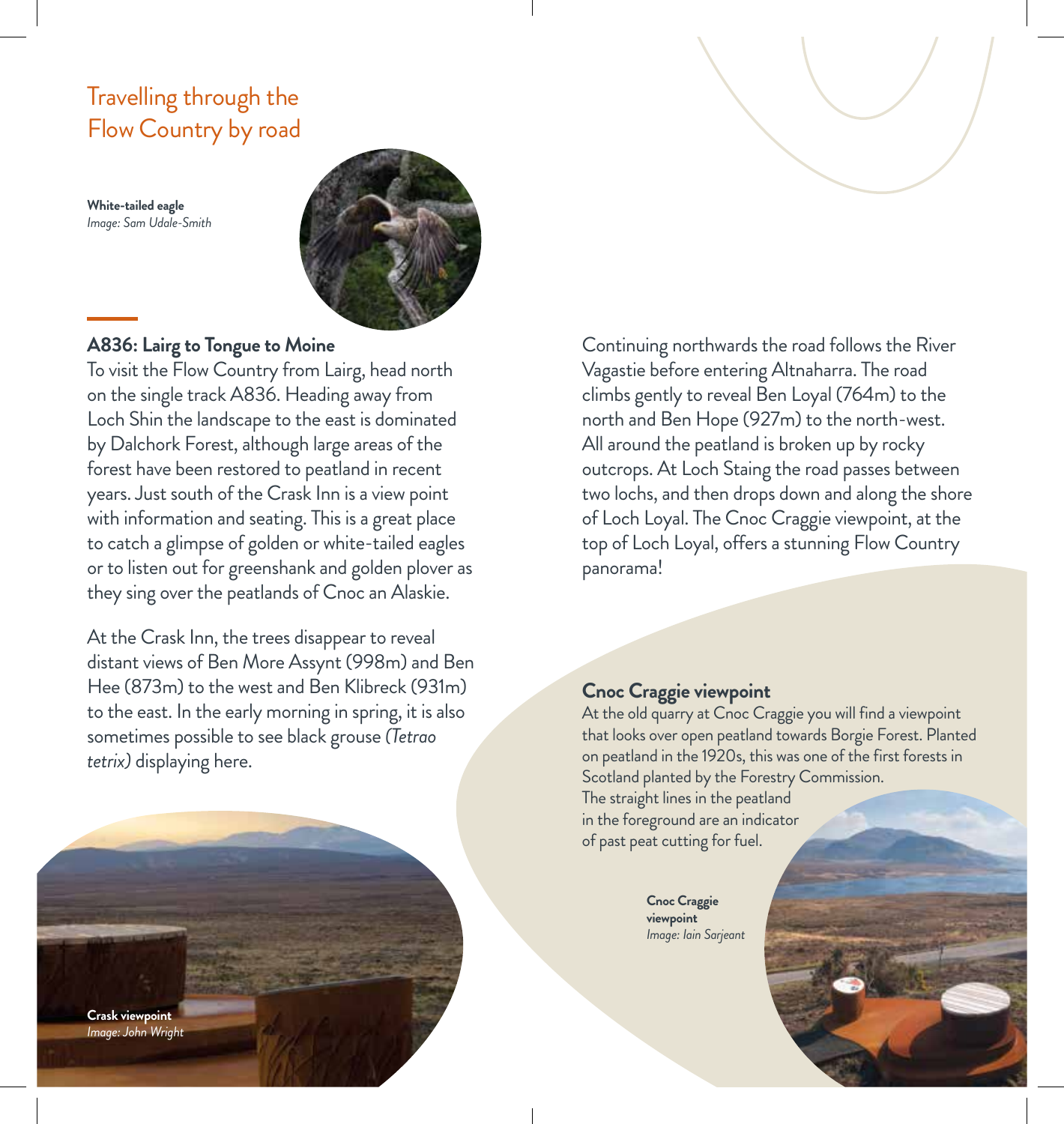# Travelling through the Flow Country by road

**White-tailed eagle**
*Image: Sam Udale-Smith*

### A836: Lairg to Tongue to Moine

To visit the Flow Country from Lairg, head north on the single track A836. Heading away from Loch Shin the landscape to the east is dominated by Dalchork Forest, although large areas of the forest have been restored to peatland in recent years. Just south of the Crask Inn is a view point with information and seating. This is a great place to catch a glimpse of golden or white-tailed eagles or to listen out for greenshank and golden plover as they sing over the peatlands of Cnoc an Alaskie.

At the Crask Inn, the trees disappear to reveal distant views of Ben More Assynt (998m) and Ben Hee (873m) to the west and Ben Klibreck (931m) to the east. In the early morning in spring, it is also sometimes possible to see black grouse *(Tetrao tetrix)* displaying here.

**Crask viewpoint**
*Image: John Wright*

Continuing northwards the road follows the River Vagastie before entering Altnaharra. The road climbs gently to reveal Ben Loyal (764m) to the north and Ben Hope (927m) to the north-west. All around the peatland is broken up by rocky outcrops. At Loch Staing the road passes between two lochs, and then drops down and along the shore of Loch Loyal. The Cnoc Craggie viewpoint, at the top of Loch Loyal, offers a stunning Flow Country panorama!

### Cnoc Craggie viewpoint

At the old quarry at Cnoc Craggie you will find a viewpoint that looks over open peatland towards Borgie Forest. Planted on peatland in the 1920s, this was one of the first forests in Scotland planted by the Forestry Commission. The straight lines in the peatland in the foreground are an indicator of past peat cutting for fuel.

**Cnoc Craggie viewpoint**
*Image: Iain Sarjeant*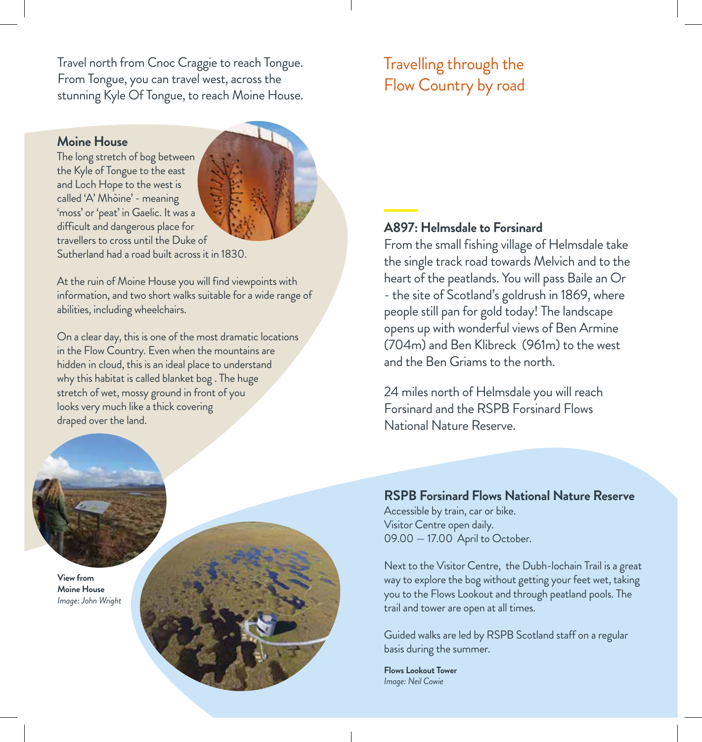Travel north from Cnoc Craggie to reach Tongue. From Tongue, you can travel west, across the stunning Kyle Of Tongue, to reach Moine House.

### Moine House

The long stretch of bog between the Kyle of Tongue to the east and Loch Hope to the west is called 'A' Mhòine' - meaning 'moss' or 'peat' in Gaelic. It was a difficult and dangerous place for travellers to cross until the Duke of Sutherland had a road built across it in 1830.

At the ruin of Moine House you will find viewpoints with information, and two short walks suitable for a wide range of abilities, including wheelchairs.

On a clear day, this is one of the most dramatic locations in the Flow Country. Even when the mountains are hidden in cloud, this is an ideal place to understand why this habitat is called blanket bog . The huge stretch of wet, mossy ground in front of you looks very much like a thick covering draped over the land.

**View from Moine House**
*Image: John Wright*

## Travelling through the Flow Country by road

### A897: Helmsdale to Forsinard

From the small fishing village of Helmsdale take the single track road towards Melvich and to the heart of the peatlands. You will pass Baile an Or - the site of Scotland's goldrush in 1869, where people still pan for gold today! The landscape opens up with wonderful views of Ben Armine (704m) and Ben Klibreck (961m) to the west and the Ben Griams to the north.

24 miles north of Helmsdale you will reach Forsinard and the RSPB Forsinard Flows National Nature Reserve.

### RSPB Forsinard Flows National Nature Reserve

Accessible by train, car or bike.
Visitor Centre open daily.
09.00 – 17.00 April to October.

Next to the Visitor Centre, the Dubh-lochain Trail is a great way to explore the bog without getting your feet wet, taking you to the Flows Lookout and through peatland pools. The trail and tower are open at all times.

Guided walks are led by RSPB Scotland staff on a regular basis during the summer.

**Flows Lookout Tower**
*Image: Neil Cowie*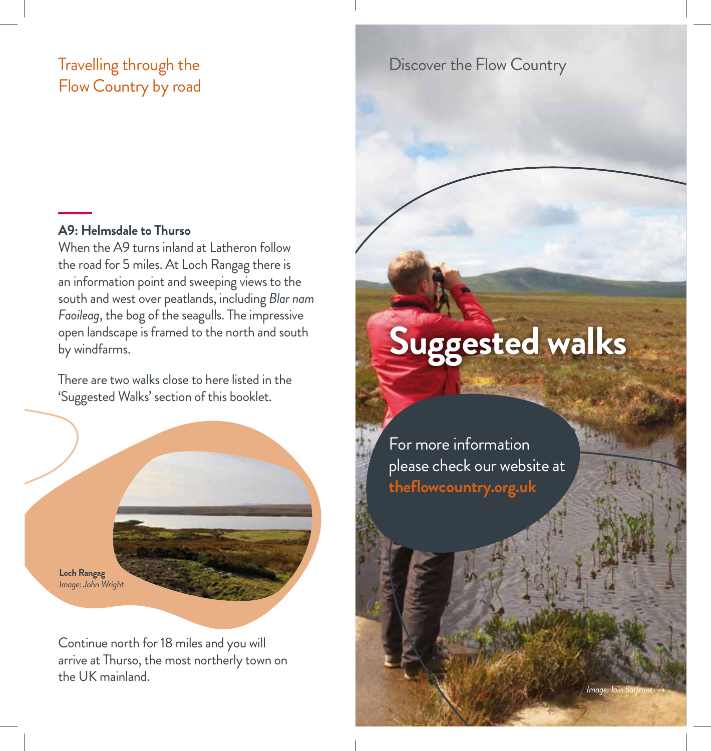## Travelling through the Flow Country by road

### A9: Helmsdale to Thurso

When the A9 turns inland at Latheron follow the road for 5 miles. At Loch Rangag there is an information point and sweeping views to the south and west over peatlands, including *Blar nam Faoileag*, the bog of the seagulls. The impressive open landscape is framed to the north and south by windfarms.

There are two walks close to here listed in the 'Suggested Walks' section of this booklet.

**Loch Rangag**
*Image: John Wright*

Continue north for 18 miles and you will arrive at Thurso, the most northerly town on the UK mainland.

Discover the Flow Country

# Suggested walks

For more information please check our website at **theflowcountry.org.uk**

*Image: Iain Sarjeant*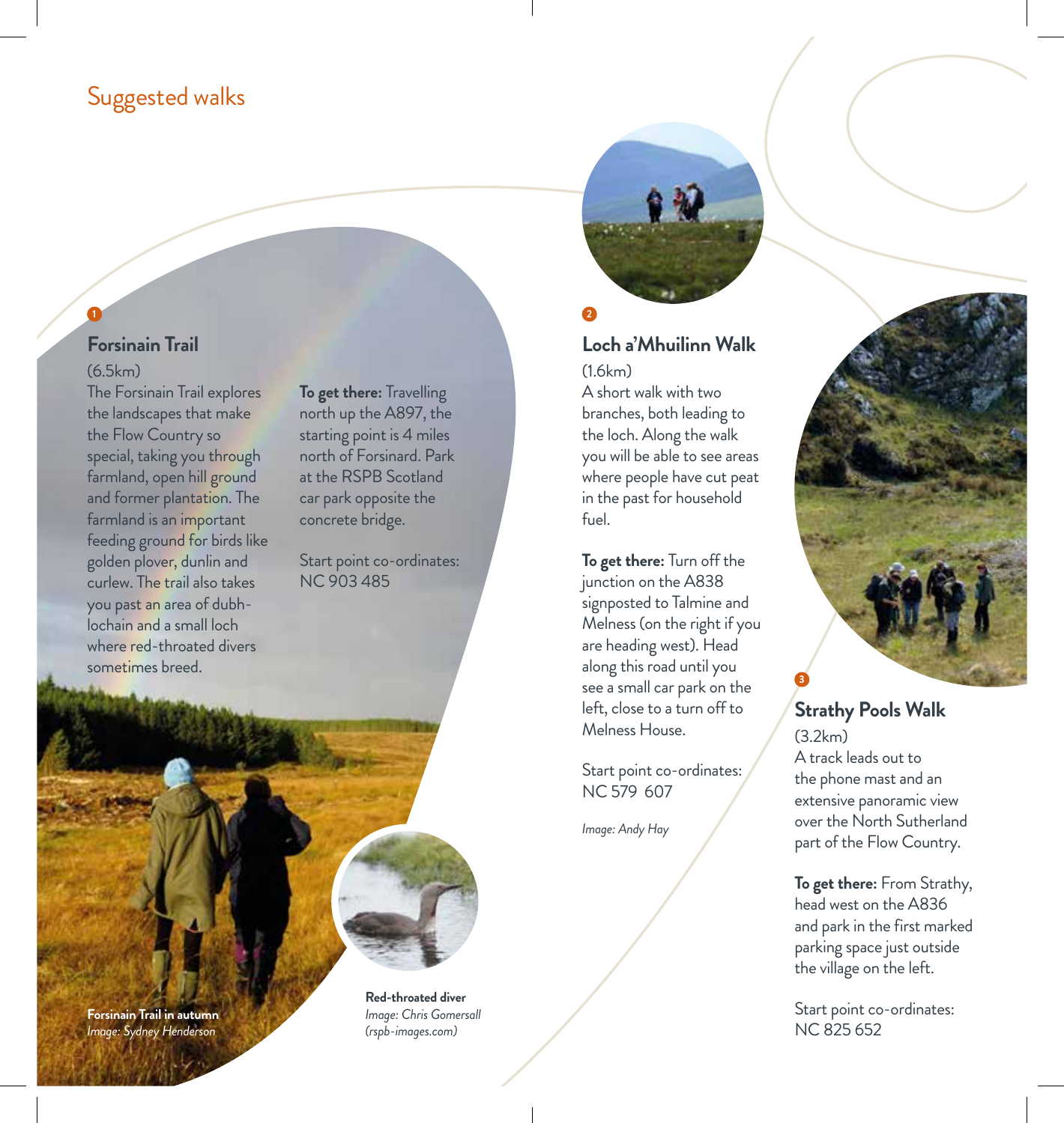# Suggested walks

## 1 Forsinain Trail

(6.5km)

The Forsinain Trail explores the landscapes that make the Flow Country so special, taking you through farmland, open hill ground and former plantation. The farmland is an important feeding ground for birds like golden plover, dunlin and curlew. The trail also takes you past an area of dubh-lochain and a small loch where red-throated divers sometimes breed.

**To get there:** Travelling north up the A897, the starting point is 4 miles north of Forsinard. Park at the RSPB Scotland car park opposite the concrete bridge.

Start point co-ordinates: NC 903 485

**Forsinain Trail in autumn**
*Image: Sydney Henderson*

**Red-throated diver**
*Image: Chris Gomersall (rspb-images.com)*

## 2 Loch a'Mhuilinn Walk

(1.6km)

A short walk with two branches, both leading to the loch. Along the walk you will be able to see areas where people have cut peat in the past for household fuel.

**To get there:** Turn off the junction on the A838 signposted to Talmine and Melness (on the right if you are heading west). Head along this road until you see a small car park on the left, close to a turn off to Melness House.

Start point co-ordinates: NC 579 607

*Image: Andy Hay*

## 3 Strathy Pools Walk

(3.2km)

A track leads out to the phone mast and an extensive panoramic view over the North Sutherland part of the Flow Country.

**To get there:** From Strathy, head west on the A836 and park in the first marked parking space just outside the village on the left.

Start point co-ordinates: NC 825 652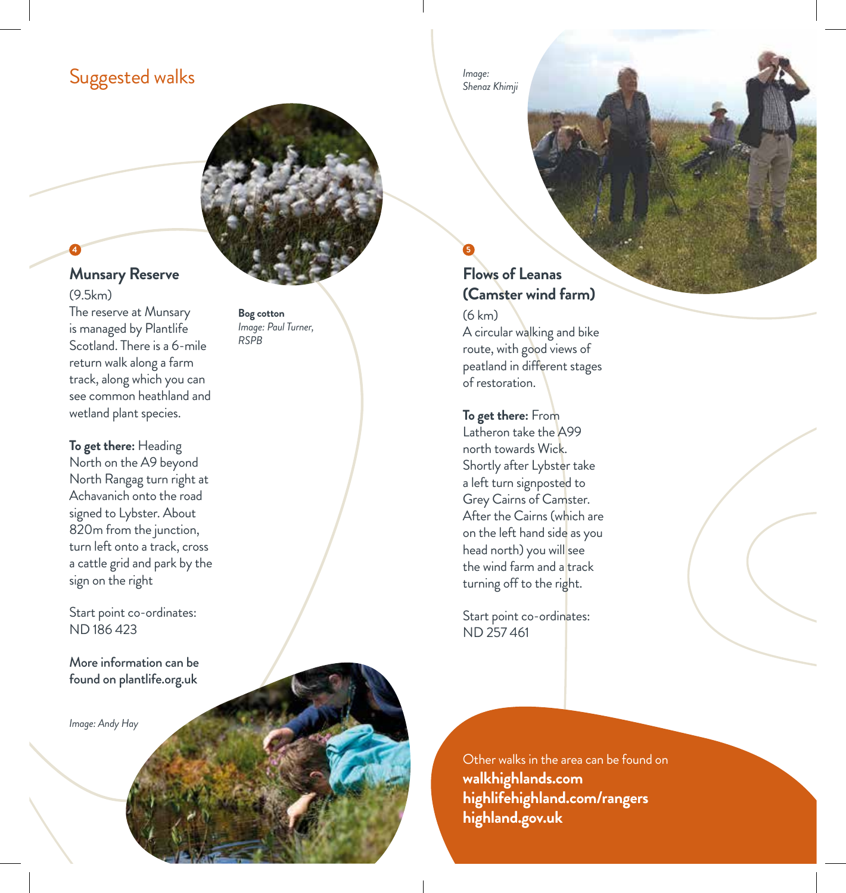# Suggested walks

## 4 Munsary Reserve

(9.5km)

The reserve at Munsary is managed by Plantlife Scotland. There is a 6-mile return walk along a farm track, along which you can see common heathland and wetland plant species.

**To get there:** Heading North on the A9 beyond North Rangag turn right at Achavanich onto the road signed to Lybster. About 820m from the junction, turn left onto a track, cross a cattle grid and park by the sign on the right

Start point co-ordinates: ND 186 423

More information can be found on plantlife.org.uk

**Bog cotton**
*Image: Paul Turner, RSPB*

*Image: Andy Hay*

*Image: Shenaz Khimji*

## 5 Flows of Leanas (Camster wind farm)

(6 km)

A circular walking and bike route, with good views of peatland in different stages of restoration.

**To get there:** From Latheron take the A99 north towards Wick. Shortly after Lybster take a left turn signposted to Grey Cairns of Camster. After the Cairns (which are on the left hand side as you head north) you will see the wind farm and a track turning off to the right.

Start point co-ordinates: ND 257 461

Other walks in the area can be found on
**walkhighlands.com**
**highlifehighland.com/rangers**
**highland.gov.uk**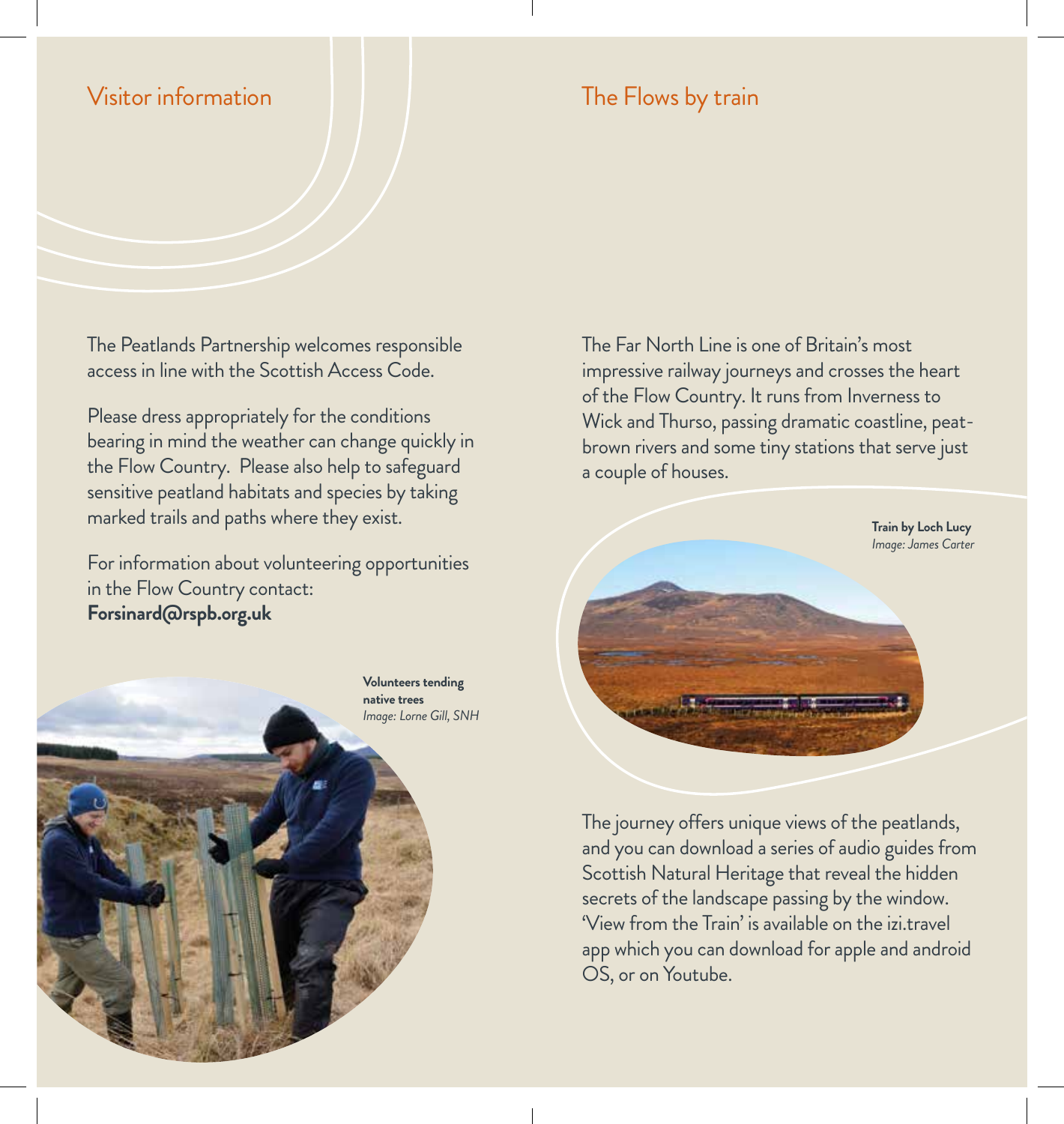## Visitor information

The Peatlands Partnership welcomes responsible access in line with the Scottish Access Code.

Please dress appropriately for the conditions bearing in mind the weather can change quickly in the Flow Country. Please also help to safeguard sensitive peatland habitats and species by taking marked trails and paths where they exist.

For information about volunteering opportunities in the Flow Country contact:
**Forsinard@rspb.org.uk**

**Volunteers tending native trees**
*Image: Lorne Gill, SNH*

## The Flows by train

The Far North Line is one of Britain's most impressive railway journeys and crosses the heart of the Flow Country. It runs from Inverness to Wick and Thurso, passing dramatic coastline, peat-brown rivers and some tiny stations that serve just a couple of houses.

**Train by Loch Lucy**
*Image: James Carter*

The journey offers unique views of the peatlands, and you can download a series of audio guides from Scottish Natural Heritage that reveal the hidden secrets of the landscape passing by the window. 'View from the Train' is available on the izi.travel app which you can download for apple and android OS, or on Youtube.